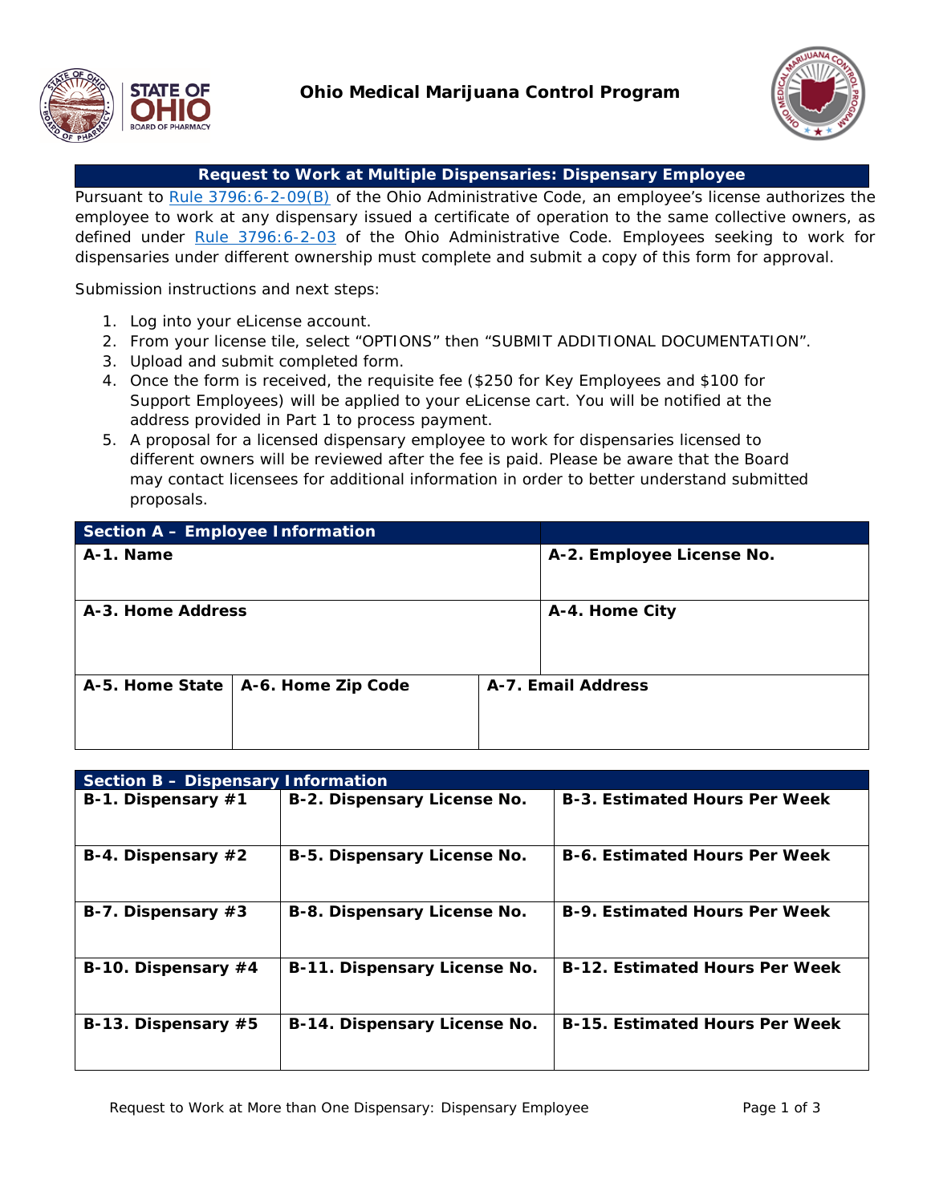# Ohio Medical Marijuana Control Program

## Request to Work at Multiple Dispensaries: Dispensary Employee

Pursuant to Rule 3796:6-2-09(B) of the Ohio Administrative Code, an employee's license authorizes the employee to work at any dispensary issued a certificate of operation to the same collective owners, as defined under Rule 3796:6-2-03 of the Ohio Administrative Code. Employees seeking to work for dispensaries under different ownership must complete and submit a copy of this form for approval.

Submission instructions and next steps:

1. Log into your eLicense account.
2. From your license tile, select "OPTIONS" then "SUBMIT ADDITIONAL DOCUMENTATION".
3. Upload and submit completed form.
4. Once the form is received, the requisite fee ($250 for Key Employees and $100 for Support Employees) will be applied to your eLicense cart. You will be notified at the address provided in Part 1 to process payment.
5. A proposal for a licensed dispensary employee to work for dispensaries licensed to different owners will be reviewed after the fee is paid. Please be aware that the Board may contact licensees for additional information in order to better understand submitted proposals.

| **Section A – Employee Information** | | |
|---|---|---|
| **A-1. Name** | | **A-2. Employee License No.** |
| **A-3. Home Address** | | **A-4. Home City** |
| **A-5. Home State** | **A-6. Home Zip Code** | **A-7. Email Address** |

| **Section B – Dispensary Information** | | |
|---|---|---|
| **B-1. Dispensary #1** | **B-2. Dispensary License No.** | **B-3. Estimated Hours Per Week** |
| **B-4. Dispensary #2** | **B-5. Dispensary License No.** | **B-6. Estimated Hours Per Week** |
| **B-7. Dispensary #3** | **B-8. Dispensary License No.** | **B-9. Estimated Hours Per Week** |
| **B-10. Dispensary #4** | **B-11. Dispensary License No.** | **B-12. Estimated Hours Per Week** |
| **B-13. Dispensary #5** | **B-14. Dispensary License No.** | **B-15. Estimated Hours Per Week** |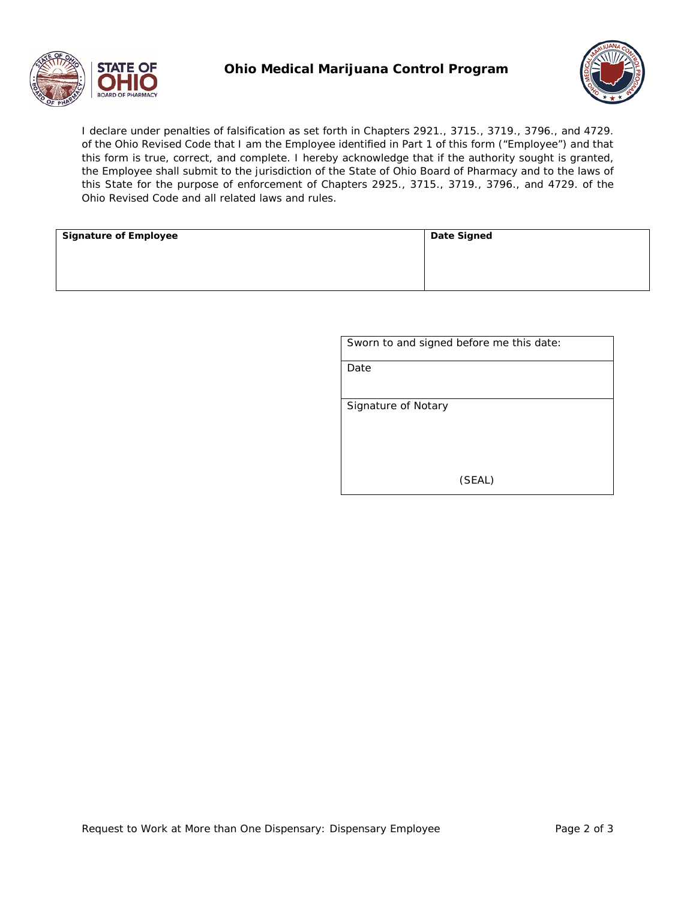I declare under penalties of falsification as set forth in Chapters 2921., 3715., 3719., 3796., and 4729. of the Ohio Revised Code that I am the Employee identified in Part 1 of this form ("Employee") and that this form is true, correct, and complete. I hereby acknowledge that if the authority sought is granted, the Employee shall submit to the jurisdiction of the State of Ohio Board of Pharmacy and to the laws of this State for the purpose of enforcement of Chapters 2925., 3715., 3719., 3796., and 4729. of the Ohio Revised Code and all related laws and rules.

| **Signature of Employee** | **Date Signed** |
| --- | --- |
| | |

| Sworn to and signed before me this date: |
| --- |
| Date |
| Signature of Notary<br><br>(SEAL) |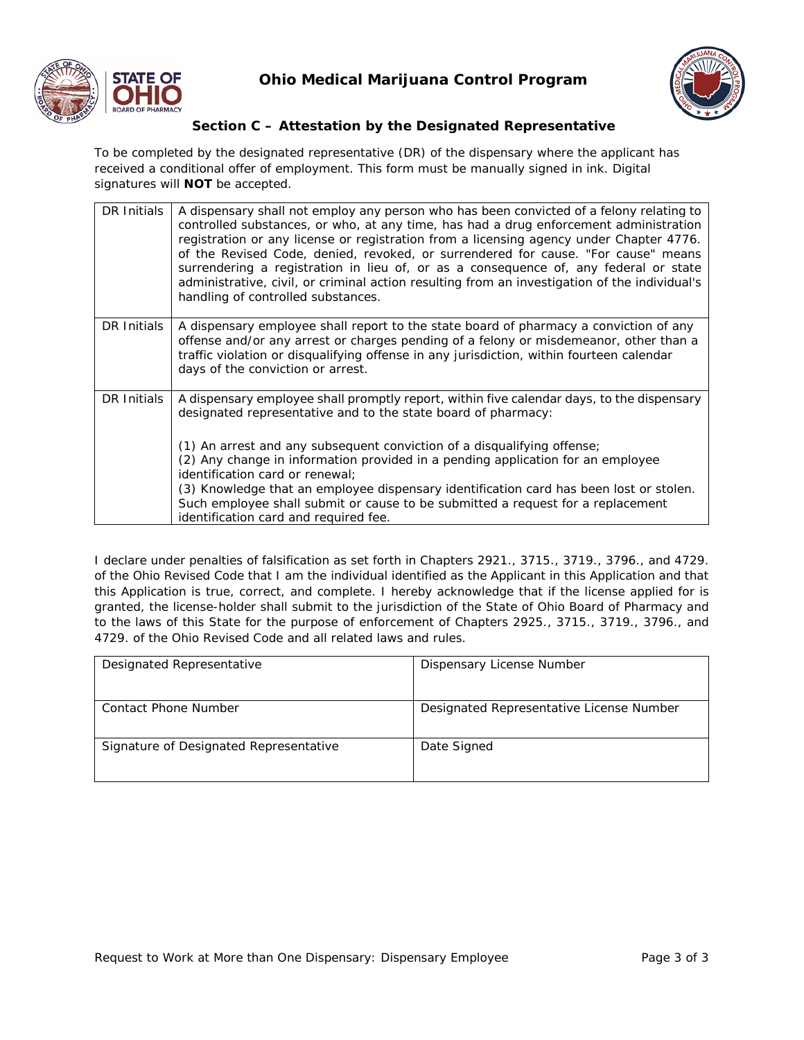# Ohio Medical Marijuana Control Program

## Section C – Attestation by the Designated Representative

To be completed by the designated representative (DR) of the dispensary where the applicant has received a conditional offer of employment. This form must be manually signed in ink. Digital signatures will **NOT** be accepted.

| | |
|---|---|
| DR Initials | A dispensary shall not employ any person who has been convicted of a felony relating to controlled substances, or who, at any time, has had a drug enforcement administration registration or any license or registration from a licensing agency under Chapter 4776. of the Revised Code, denied, revoked, or surrendered for cause. "For cause" means surrendering a registration in lieu of, or as a consequence of, any federal or state administrative, civil, or criminal action resulting from an investigation of the individual's handling of controlled substances. |
| DR Initials | A dispensary employee shall report to the state board of pharmacy a conviction of any offense and/or any arrest or charges pending of a felony or misdemeanor, other than a traffic violation or disqualifying offense in any jurisdiction, within fourteen calendar days of the conviction or arrest. |
| DR Initials | A dispensary employee shall promptly report, within five calendar days, to the dispensary designated representative and to the state board of pharmacy:<br><br>(1) An arrest and any subsequent conviction of a disqualifying offense;<br>(2) Any change in information provided in a pending application for an employee identification card or renewal;<br>(3) Knowledge that an employee dispensary identification card has been lost or stolen. Such employee shall submit or cause to be submitted a request for a replacement identification card and required fee. |

I declare under penalties of falsification as set forth in Chapters 2921., 3715., 3719., 3796., and 4729. of the Ohio Revised Code that I am the individual identified as the Applicant in this Application and that this Application is true, correct, and complete. I hereby acknowledge that if the license applied for is granted, the license-holder shall submit to the jurisdiction of the State of Ohio Board of Pharmacy and to the laws of this State for the purpose of enforcement of Chapters 2925., 3715., 3719., 3796., and 4729. of the Ohio Revised Code and all related laws and rules.

| | |
|---|---|
| Designated Representative | Dispensary License Number |
| Contact Phone Number | Designated Representative License Number |
| Signature of Designated Representative | Date Signed |